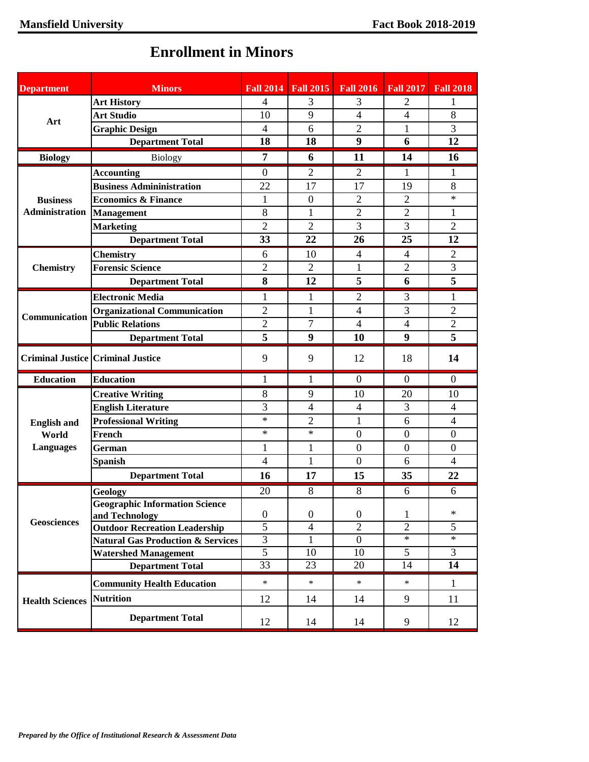# Enrollment in Minors

| Department | Minors | Fall 2014 | Fall 2015 | Fall 2016 | Fall 2017 | Fall 2018 |
|---|---|---|---|---|---|---|
| Art | **Art History** | 4 | 3 | 3 | 2 | 1 |
| | **Art Studio** | 10 | 9 | 4 | 4 | 8 |
| | **Graphic Design** | 4 | 6 | 2 | 1 | 3 |
| | **Department Total** | **18** | **18** | **9** | **6** | **12** |
| **Biology** | Biology | **7** | **6** | **11** | **14** | **16** |
| **Business Administration** | **Accounting** | 0 | 2 | 2 | 1 | 1 |
| | **Business Admininistration** | 22 | 17 | 17 | 19 | 8 |
| | **Economics & Finance** | 1 | 0 | 2 | 2 | * |
| | **Management** | 8 | 1 | 2 | 2 | 1 |
| | **Marketing** | 2 | 2 | 3 | 3 | 2 |
| | **Department Total** | **33** | **22** | **26** | **25** | **12** |
| **Chemistry** | **Chemistry** | 6 | 10 | 4 | 4 | 2 |
| | **Forensic Science** | 2 | 2 | 1 | 2 | 3 |
| | **Department Total** | **8** | **12** | **5** | **6** | **5** |
| **Communication** | **Electronic Media** | 1 | 1 | 2 | 3 | 1 |
| | **Organizational Communication** | 2 | 1 | 4 | 3 | 2 |
| | **Public Relations** | 2 | 7 | 4 | 4 | 2 |
| | **Department Total** | **5** | **9** | **10** | **9** | **5** |
| **Criminal Justice** | **Criminal Justice** | 9 | 9 | 12 | 18 | **14** |
| **Education** | **Education** | 1 | 1 | 0 | 0 | 0 |
| **English and World Languages** | **Creative Writing** | 8 | 9 | 10 | 20 | 10 |
| | **English Literature** | 3 | 4 | 4 | 3 | 4 |
| | **Professional Writing** | * | 2 | 1 | 6 | 4 |
| | **French** | * | * | 0 | 0 | 0 |
| | **German** | 1 | 1 | 0 | 0 | 0 |
| | **Spanish** | 4 | 1 | 0 | 6 | 4 |
| | **Department Total** | **16** | **17** | **15** | **35** | **22** |
| **Geosciences** | **Geology** | 20 | 8 | 8 | 6 | 6 |
| | **Geographic Information Science and Technology** | 0 | 0 | 0 | 1 | * |
| | **Outdoor Recreation Leadership** | 5 | 4 | 2 | 2 | 5 |
| | **Natural Gas Production & Services** | 3 | 1 | 0 | * | * |
| | **Watershed Management** | 5 | 10 | 10 | 5 | 3 |
| | **Department Total** | 33 | 23 | 20 | 14 | **14** |
| **Health Sciences** | **Community Health Education** | * | * | * | * | 1 |
| | **Nutrition** | 12 | 14 | 14 | 9 | 11 |
| | **Department Total** | 12 | 14 | 14 | 9 | 12 |

*Prepared by the Office of Institutional Research & Assessment Data*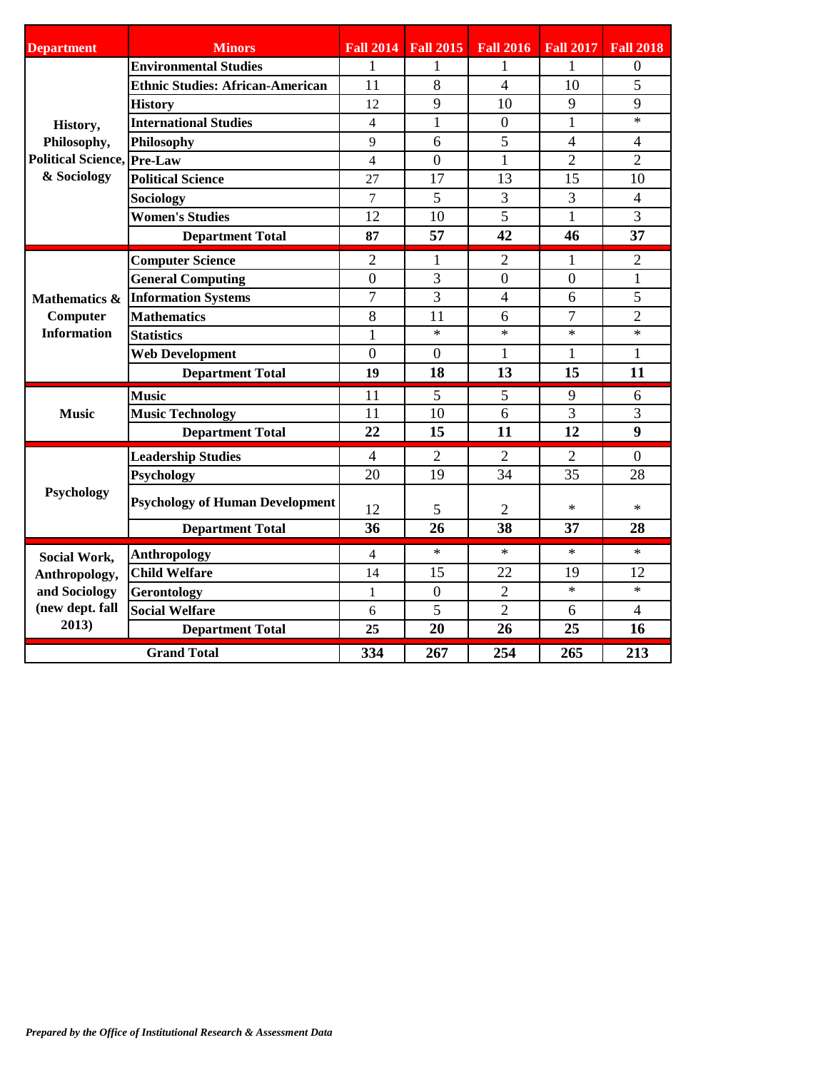| Department | Minors | Fall 2014 | Fall 2015 | Fall 2016 | Fall 2017 | Fall 2018 |
|---|---|---|---|---|---|---|
| History, Philosophy, Political Science, & Sociology | **Environmental Studies** | 1 | 1 | 1 | 1 | 0 |
| | **Ethnic Studies: African-American** | 11 | 8 | 4 | 10 | 5 |
| | **History** | 12 | 9 | 10 | 9 | 9 |
| | **International Studies** | 4 | 1 | 0 | 1 | * |
| | **Philosophy** | 9 | 6 | 5 | 4 | 4 |
| | **Pre-Law** | 4 | 0 | 1 | 2 | 2 |
| | **Political Science** | 27 | 17 | 13 | 15 | 10 |
| | **Sociology** | 7 | 5 | 3 | 3 | 4 |
| | **Women's Studies** | 12 | 10 | 5 | 1 | 3 |
| | **Department Total** | **87** | **57** | **42** | **46** | **37** |
| Mathematics & Computer Information | **Computer Science** | 2 | 1 | 2 | 1 | 2 |
| | **General Computing** | 0 | 3 | 0 | 0 | 1 |
| | **Information Systems** | 7 | 3 | 4 | 6 | 5 |
| | **Mathematics** | 8 | 11 | 6 | 7 | 2 |
| | **Statistics** | 1 | * | * | * | * |
| | **Web Development** | 0 | 0 | 1 | 1 | 1 |
| | **Department Total** | **19** | **18** | **13** | **15** | **11** |
| Music | **Music** | 11 | 5 | 5 | 9 | 6 |
| | **Music Technology** | 11 | 10 | 6 | 3 | 3 |
| | **Department Total** | **22** | **15** | **11** | **12** | **9** |
| Psychology | **Leadership Studies** | 4 | 2 | 2 | 2 | 0 |
| | **Psychology** | 20 | 19 | 34 | 35 | 28 |
| | **Psychology of Human Development** | 12 | 5 | 2 | * | * |
| | **Department Total** | **36** | **26** | **38** | **37** | **28** |
| Social Work, Anthropology, and Sociology (new dept. fall 2013) | **Anthropology** | 4 | * | * | * | * |
| | **Child Welfare** | 14 | 15 | 22 | 19 | 12 |
| | **Gerontology** | 1 | 0 | 2 | * | * |
| | **Social Welfare** | 6 | 5 | 2 | 6 | 4 |
| | **Department Total** | **25** | **20** | **26** | **25** | **16** |
| **Grand Total** | | **334** | **267** | **254** | **265** | **213** |

*Prepared by the Office of Institutional Research & Assessment Data*